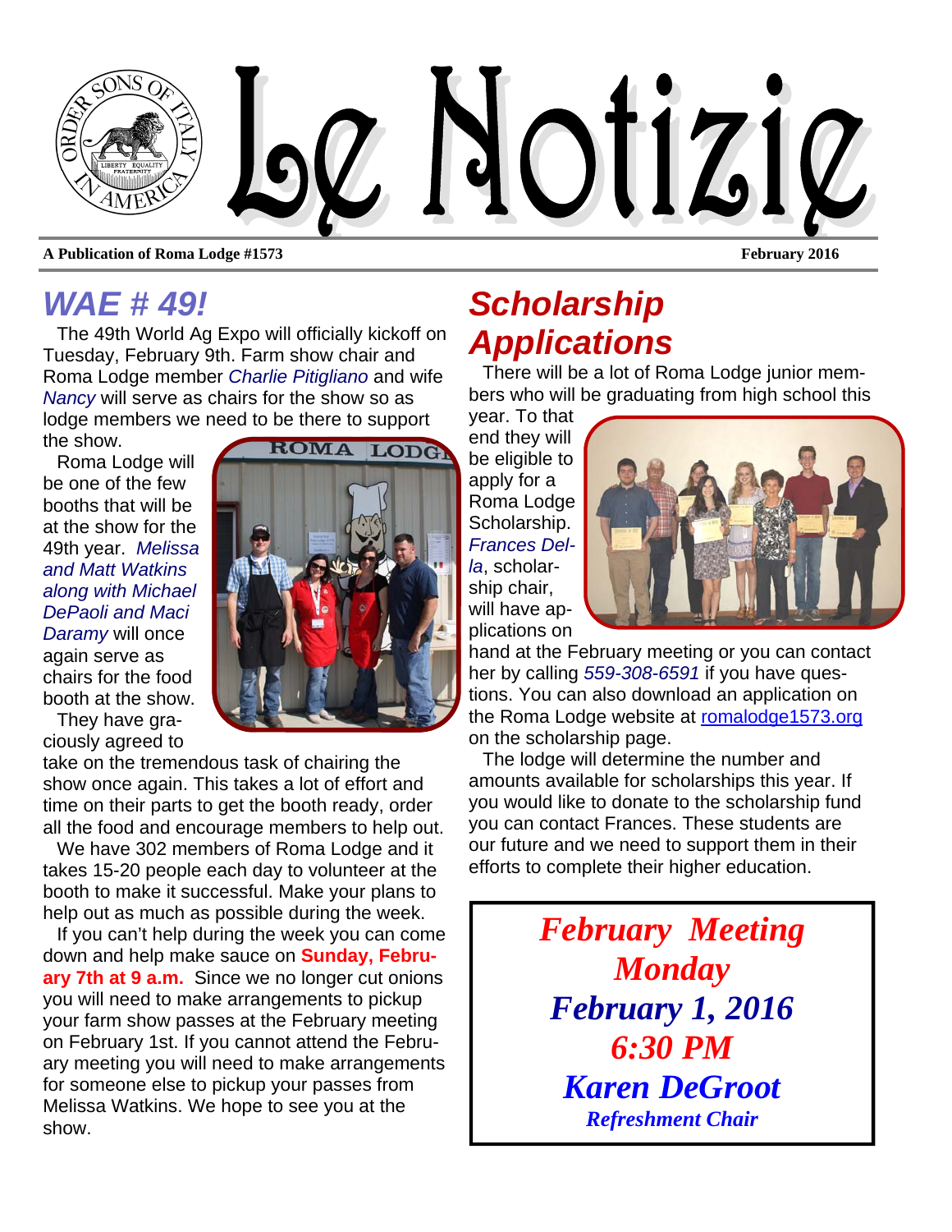# Le Notizie

**A Publication of Roma Lodge #1573** **February 2016**

## WAE # 49!

The 49th World Ag Expo will officially kickoff on Tuesday, February 9th. Farm show chair and Roma Lodge member *Charlie Pitigliano* and wife *Nancy* will serve as chairs for the show so as lodge members we need to be there to support the show.

Roma Lodge will be one of the few booths that will be at the show for the 49th year. *Melissa and Matt Watkins along with Michael DePaoli and Maci Daramy* will once again serve as chairs for the food booth at the show.

They have graciously agreed to take on the tremendous task of chairing the show once again. This takes a lot of effort and time on their parts to get the booth ready, order all the food and encourage members to help out.

We have 302 members of Roma Lodge and it takes 15-20 people each day to volunteer at the booth to make it successful. Make your plans to help out as much as possible during the week.

If you can't help during the week you can come down and help make sauce on **Sunday, February 7th at 9 a.m.** Since we no longer cut onions you will need to make arrangements to pickup your farm show passes at the February meeting on February 1st. If you cannot attend the February meeting you will need to make arrangements for someone else to pickup your passes from Melissa Watkins. We hope to see you at the show.

## Scholarship Applications

There will be a lot of Roma Lodge junior members who will be graduating from high school this year. To that end they will be eligible to apply for a Roma Lodge Scholarship. *Frances Della*, scholarship chair, will have applications on hand at the February meeting or you can contact her by calling *559-308-6591* if you have questions. You can also download an application on the Roma Lodge website at romalodge1573.org on the scholarship page.

The lodge will determine the number and amounts available for scholarships this year. If you would like to donate to the scholarship fund you can contact Frances. These students are our future and we need to support them in their efforts to complete their higher education.

***February Meeting***
***Monday***
***February 1, 2016***
***6:30 PM***
***Karen DeGroot***
***Refreshment Chair***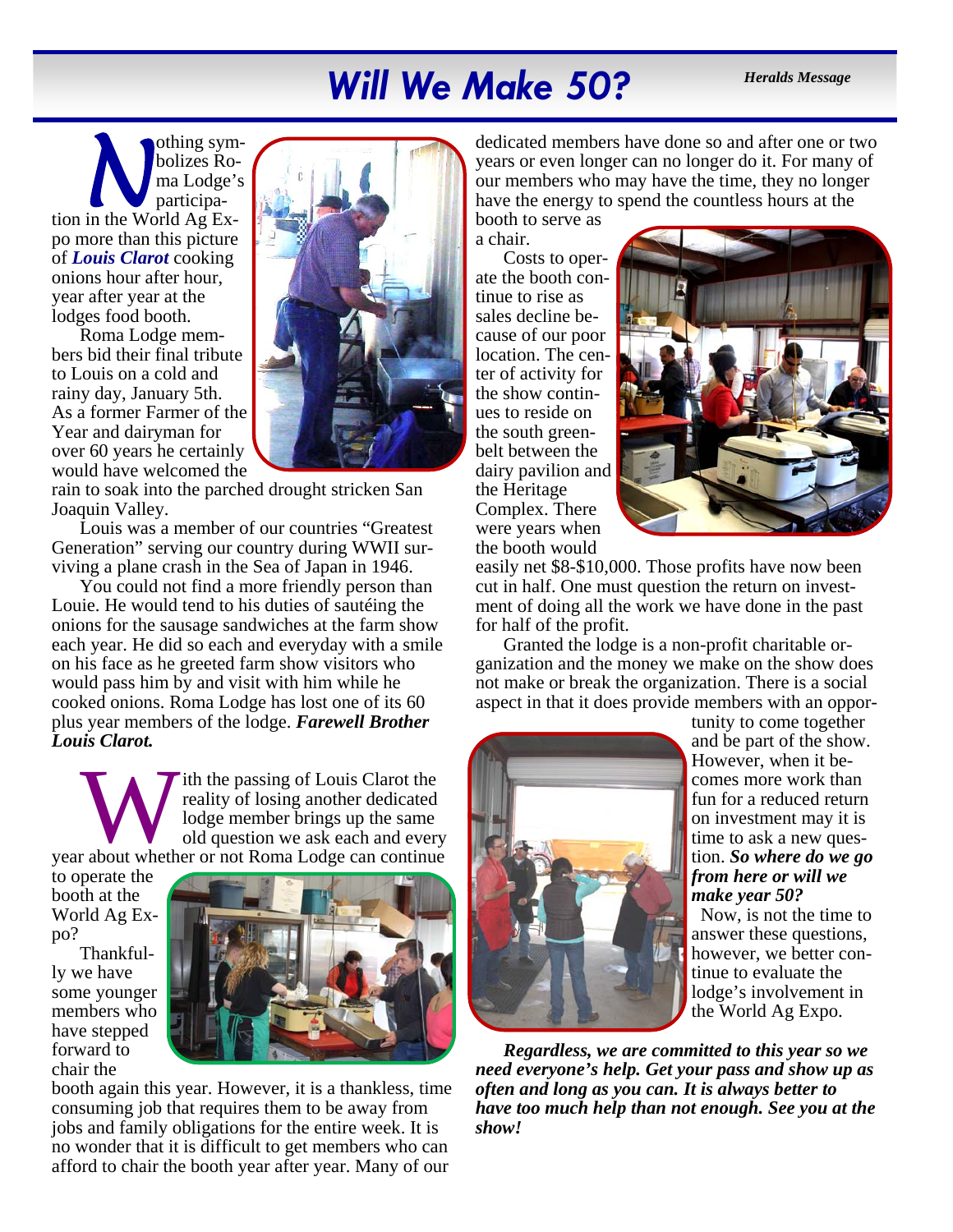# Will We Make 50?

*Heralds Message*

Nothing symbolizes Roma Lodge's participation in the World Ag Expo more than this picture of ***Louis Clarot*** cooking onions hour after hour, year after year at the lodges food booth.

Roma Lodge members bid their final tribute to Louis on a cold and rainy day, January 5th. As a former Farmer of the Year and dairyman for over 60 years he certainly would have welcomed the rain to soak into the parched drought stricken San Joaquin Valley.

Louis was a member of our countries "Greatest Generation" serving our country during WWII surviving a plane crash in the Sea of Japan in 1946.

You could not find a more friendly person than Louie. He would tend to his duties of sautéing the onions for the sausage sandwiches at the farm show each year. He did so each and everyday with a smile on his face as he greeted farm show visitors who would pass him by and visit with him while he cooked onions. Roma Lodge has lost one of its 60 plus year members of the lodge. ***Farewell Brother Louis Clarot.***

With the passing of Louis Clarot the reality of losing another dedicated lodge member brings up the same old question we ask each and every year about whether or not Roma Lodge can continue to operate the booth at the World Ag Expo?

Thankfully we have some younger members who have stepped forward to chair the booth again this year. However, it is a thankless, time consuming job that requires them to be away from jobs and family obligations for the entire week. It is no wonder that it is difficult to get members who can afford to chair the booth year after year. Many of our dedicated members have done so and after one or two years or even longer can no longer do it. For many of our members who may have the time, they no longer have the energy to spend the countless hours at the booth to serve as a chair.

Costs to operate the booth continue to rise as sales decline because of our poor location. The center of activity for the show continues to reside on the south greenbelt between the dairy pavilion and the Heritage Complex. There were years when the booth would easily net \$8-\$10,000. Those profits have now been cut in half. One must question the return on investment of doing all the work we have done in the past for half of the profit.

Granted the lodge is a non-profit charitable organization and the money we make on the show does not make or break the organization. There is a social aspect in that it does provide members with an opportunity to come together and be part of the show. However, when it becomes more work than fun for a reduced return on investment may it is time to ask a new question. ***So where do we go from here or will we make year 50?***

Now, is not the time to answer these questions, however, we better continue to evaluate the lodge's involvement in the World Ag Expo.

***Regardless, we are committed to this year so we need everyone's help. Get your pass and show up as often and long as you can. It is always better to have too much help than not enough. See you at the show!***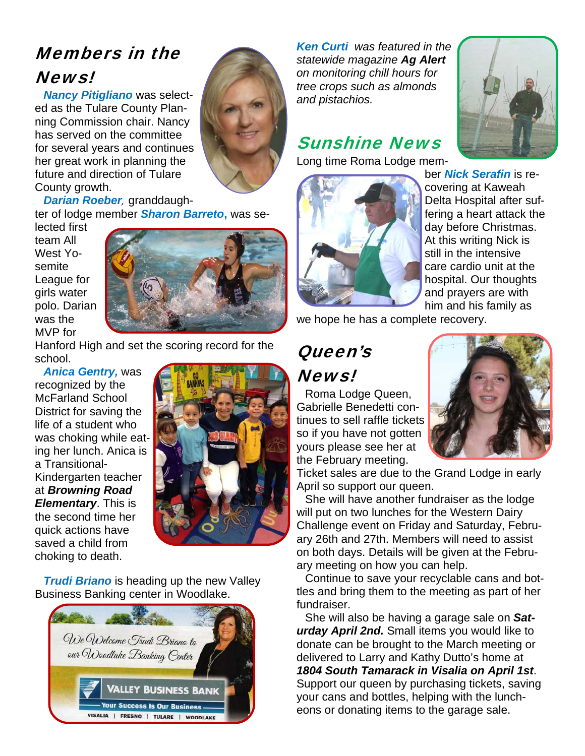## Members in the News!

***Nancy Pitigliano*** was selected as the Tulare County Planning Commission chair. Nancy has served on the committee for several years and continues her great work in planning the future and direction of Tulare County growth.

***Darian Roeber***, granddaughter of lodge member ***Sharon Barreto***, was selected first team All West Yosemite League for girls water polo. Darian was the MVP for Hanford High and set the scoring record for the school.

***Anica Gentry***, was recognized by the McFarland School District for saving the life of a student who was choking while eating her lunch. Anica is a Transitional-Kindergarten teacher at ***Browning Road Elementary***. This is the second time her quick actions have saved a child from choking to death.

***Trudi Briano*** is heading up the new Valley Business Banking center in Woodlake.

We Welcome Trudi Briano to our Woodlake Banking Center

VALLEY BUSINESS BANK

Your Success Is Our Business

VISALIA | FRESNO | TULARE | WOODLAKE

***Ken Curti*** *was featured in the statewide magazine* ***Ag Alert*** *on monitoring chill hours for tree crops such as almonds and pistachios.*

## Sunshine News

Long time Roma Lodge member ***Nick Serafin*** is recovering at Kaweah Delta Hospital after suffering a heart attack the day before Christmas. At this writing Nick is still in the intensive care cardio unit at the hospital. Our thoughts and prayers are with him and his family as we hope he has a complete recovery.

## Queen's News!

Roma Lodge Queen, Gabrielle Benedetti continues to sell raffle tickets so if you have not gotten yours please see her at the February meeting. Ticket sales are due to the Grand Lodge in early April so support our queen.

She will have another fundraiser as the lodge will put on two lunches for the Western Dairy Challenge event on Friday and Saturday, February 26th and 27th. Members will need to assist on both days. Details will be given at the February meeting on how you can help.

Continue to save your recyclable cans and bottles and bring them to the meeting as part of her fundraiser.

She will also be having a garage sale on ***Saturday April 2nd.*** Small items you would like to donate can be brought to the March meeting or delivered to Larry and Kathy Dutto's home at ***1804 South Tamarack in Visalia on April 1st***. Support our queen by purchasing tickets, saving your cans and bottles, helping with the luncheons or donating items to the garage sale.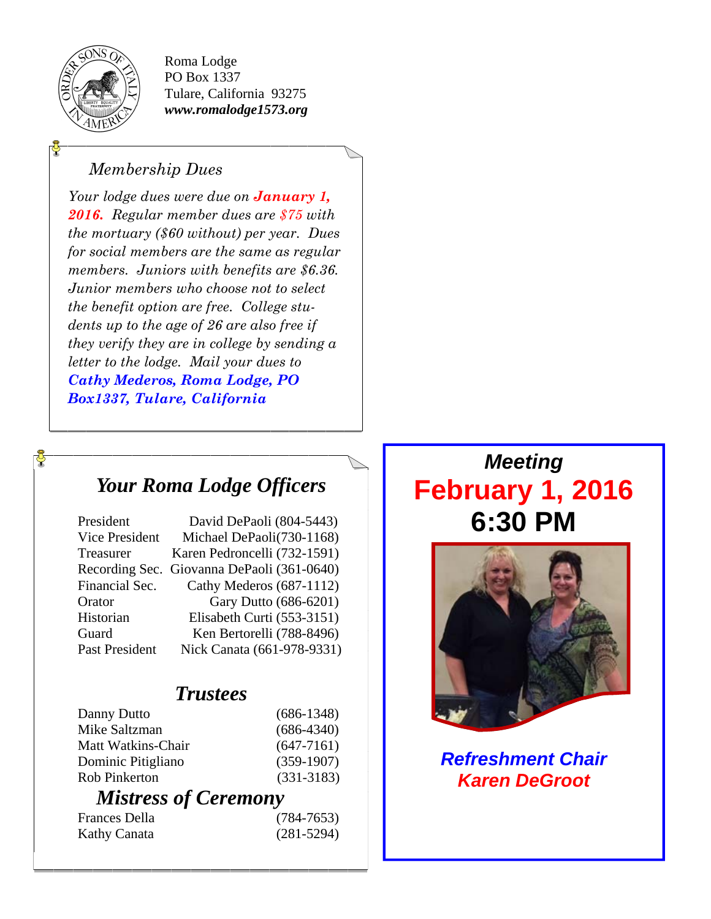Roma Lodge
PO Box 1337
Tulare, California 93275
***www.romalodge1573.org***

## *Membership Dues*

*Your lodge dues were due on **January 1, 2016.** Regular member dues are $75 with the mortuary ($60 without) per year. Dues for social members are the same as regular members. Juniors with benefits are $6.36. Junior members who choose not to select the benefit option are free. College students up to the age of 26 are also free if they verify they are in college by sending a letter to the lodge. Mail your dues to **Cathy Mederos, Roma Lodge, PO Box1337, Tulare, California***

## *Your Roma Lodge Officers*

| | |
|---|---|
| President | David DePaoli (804-5443) |
| Vice President | Michael DePaoli(730-1168) |
| Treasurer | Karen Pedroncelli (732-1591) |
| Recording Sec. | Giovanna DePaoli (361-0640) |
| Financial Sec. | Cathy Mederos (687-1112) |
| Orator | Gary Dutto (686-6201) |
| Historian | Elisabeth Curti (553-3151) |
| Guard | Ken Bertorelli (788-8496) |
| Past President | Nick Canata (661-978-9331) |

### *Trustees*

| | |
|---|---|
| Danny Dutto | (686-1348) |
| Mike Saltzman | (686-4340) |
| Matt Watkins-Chair | (647-7161) |
| Dominic Pitigliano | (359-1907) |
| Rob Pinkerton | (331-3183) |

### *Mistress of Ceremony*

| | |
|---|---|
| Frances Della | (784-7653) |
| Kathy Canata | (281-5294) |

## *Meeting*

# **February 1, 2016**

# **6:30 PM**

***Refreshment Chair***
***Karen DeGroot***